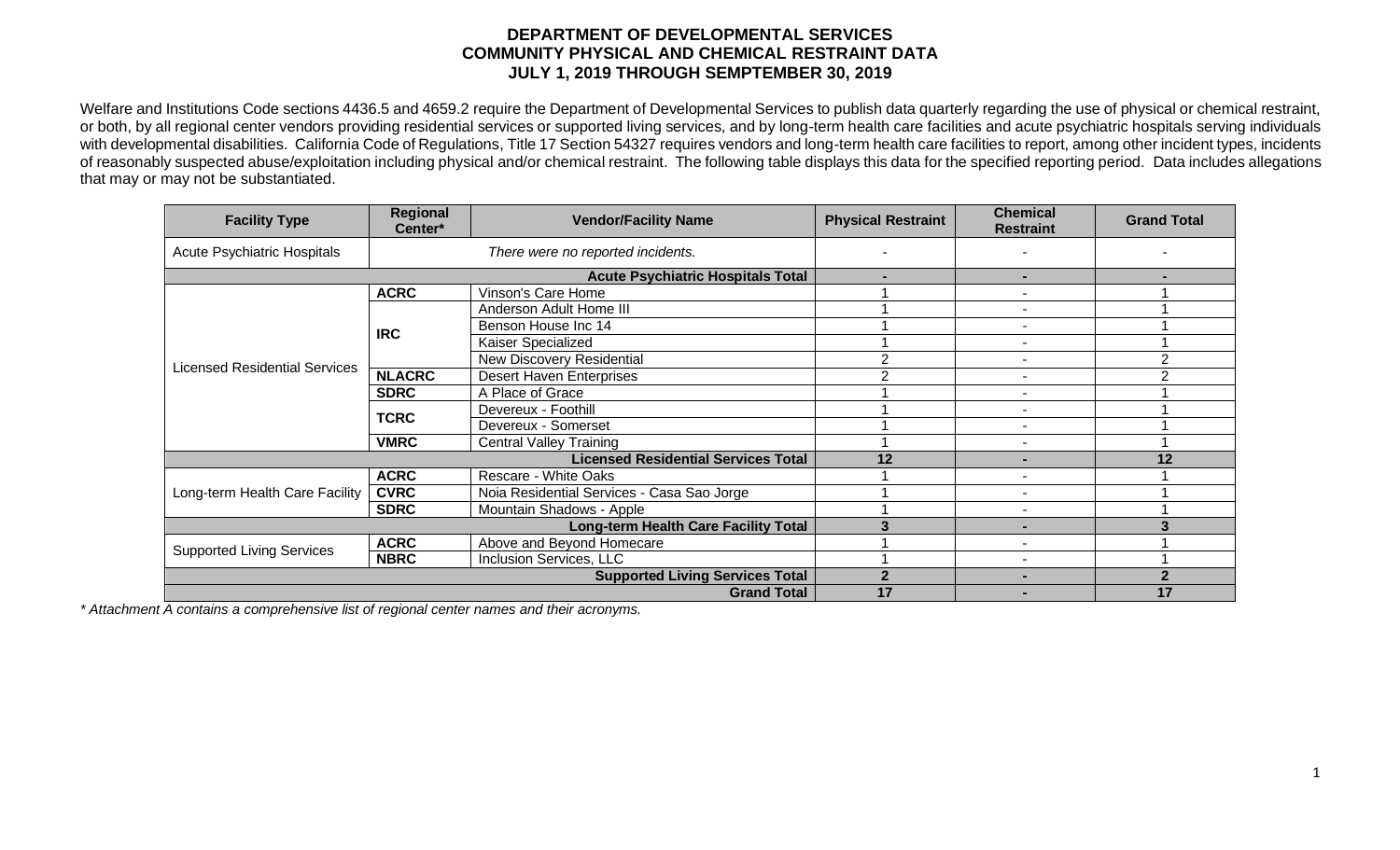**DEPARTMENT OF DEVELOPMENTAL SERVICES**
**COMMUNITY PHYSICAL AND CHEMICAL RESTRAINT DATA**
**JULY 1, 2019 THROUGH SEMPTEMBER 30, 2019**

Welfare and Institutions Code sections 4436.5 and 4659.2 require the Department of Developmental Services to publish data quarterly regarding the use of physical or chemical restraint, or both, by all regional center vendors providing residential services or supported living services, and by long-term health care facilities and acute psychiatric hospitals serving individuals with developmental disabilities. California Code of Regulations, Title 17 Section 54327 requires vendors and long-term health care facilities to report, among other incident types, incidents of reasonably suspected abuse/exploitation including physical and/or chemical restraint. The following table displays this data for the specified reporting period. Data includes allegations that may or may not be substantiated.

| Facility Type | Regional Center* | Vendor/Facility Name | Physical Restraint | Chemical Restraint | Grand Total |
|---|---|---|---|---|---|
| Acute Psychiatric Hospitals | | *There were no reported incidents.* | - | - | - |
| | | **Acute Psychiatric Hospitals Total** | **-** | **-** | **-** |
| Licensed Residential Services | **ACRC** | Vinson's Care Home | 1 | - | 1 |
| | **IRC** | Anderson Adult Home III | 1 | - | 1 |
| | | Benson House Inc 14 | 1 | - | 1 |
| | | Kaiser Specialized | 1 | - | 1 |
| | | New Discovery Residential | 2 | - | 2 |
| | **NLACRC** | Desert Haven Enterprises | 2 | - | 2 |
| | **SDRC** | A Place of Grace | 1 | - | 1 |
| | **TCRC** | Devereux - Foothill | 1 | - | 1 |
| | | Devereux - Somerset | 1 | - | 1 |
| | **VMRC** | Central Valley Training | 1 | - | 1 |
| | | **Licensed Residential Services Total** | **12** | **-** | **12** |
| Long-term Health Care Facility | **ACRC** | Rescare - White Oaks | 1 | - | 1 |
| | **CVRC** | Noia Residential Services - Casa Sao Jorge | 1 | - | 1 |
| | **SDRC** | Mountain Shadows - Apple | 1 | - | 1 |
| | | **Long-term Health Care Facility Total** | **3** | **-** | **3** |
| Supported Living Services | **ACRC** | Above and Beyond Homecare | 1 | - | 1 |
| | **NBRC** | Inclusion Services, LLC | 1 | - | 1 |
| | | **Supported Living Services Total** | **2** | **-** | **2** |
| | | **Grand Total** | **17** | **-** | **17** |

*\* Attachment A contains a comprehensive list of regional center names and their acronyms.*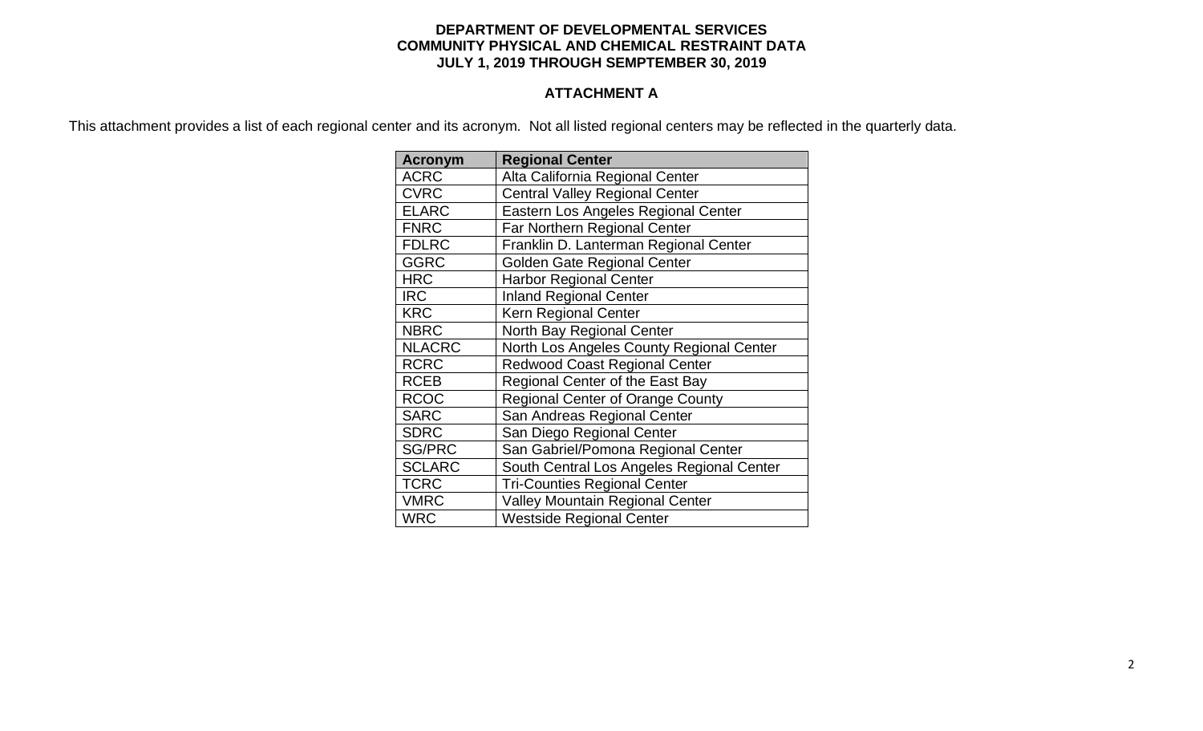**DEPARTMENT OF DEVELOPMENTAL SERVICES**
**COMMUNITY PHYSICAL AND CHEMICAL RESTRAINT DATA**
**JULY 1, 2019 THROUGH SEMPTEMBER 30, 2019**

## ATTACHMENT A

This attachment provides a list of each regional center and its acronym. Not all listed regional centers may be reflected in the quarterly data.

| Acronym | Regional Center |
|---|---|
| ACRC | Alta California Regional Center |
| CVRC | Central Valley Regional Center |
| ELARC | Eastern Los Angeles Regional Center |
| FNRC | Far Northern Regional Center |
| FDLRC | Franklin D. Lanterman Regional Center |
| GGRC | Golden Gate Regional Center |
| HRC | Harbor Regional Center |
| IRC | Inland Regional Center |
| KRC | Kern Regional Center |
| NBRC | North Bay Regional Center |
| NLACRC | North Los Angeles County Regional Center |
| RCRC | Redwood Coast Regional Center |
| RCEB | Regional Center of the East Bay |
| RCOC | Regional Center of Orange County |
| SARC | San Andreas Regional Center |
| SDRC | San Diego Regional Center |
| SG/PRC | San Gabriel/Pomona Regional Center |
| SCLARC | South Central Los Angeles Regional Center |
| TCRC | Tri-Counties Regional Center |
| VMRC | Valley Mountain Regional Center |
| WRC | Westside Regional Center |